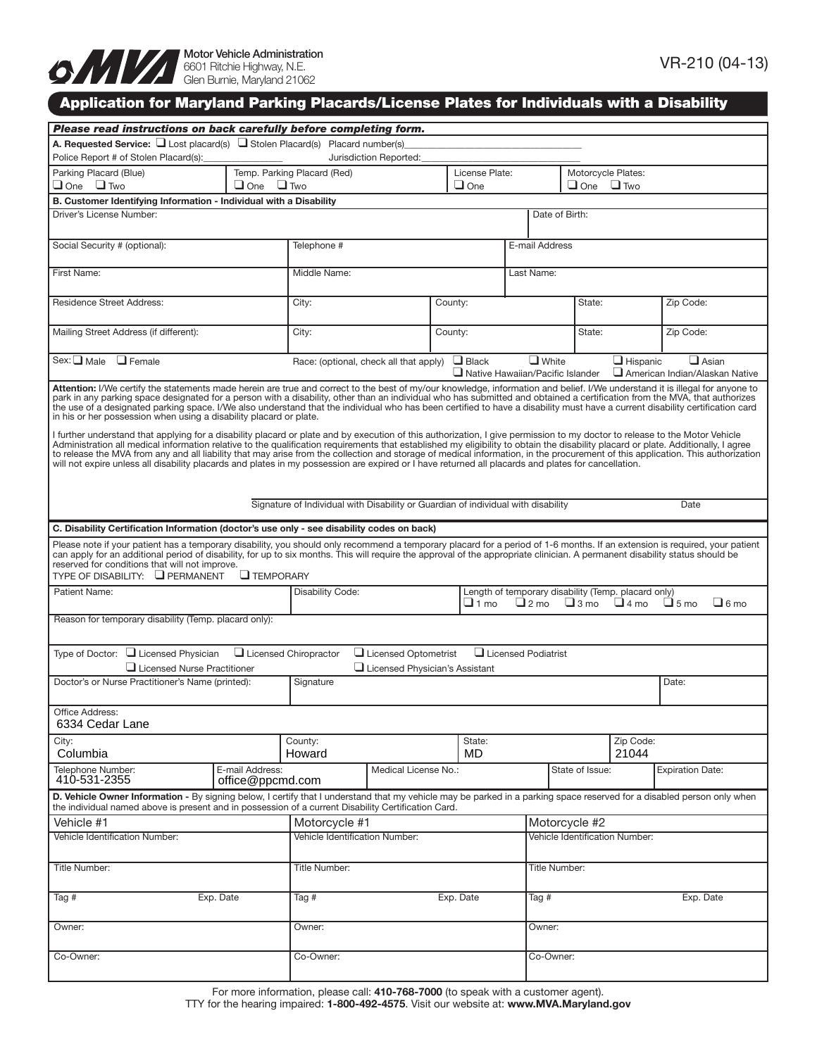Motor Vehicle Administration
6601 Ritchie Highway, N.E.
Glen Burnie, Maryland 21062

VR-210 (04-13)

# Application for Maryland Parking Placards/License Plates for Individuals with a Disability

***Please read instructions on back carefully before completing form.***

**A. Requested Service:** ❑ Lost placard(s) ❑ Stolen Placard(s) Placard number(s)\_\_\_\_\_\_\_\_\_\_\_\_\_\_\_\_\_\_\_\_

Police Report # of Stolen Placard(s):\_\_\_\_\_\_\_\_\_\_\_\_ Jurisdiction Reported:\_\_\_\_\_\_\_\_\_\_\_\_\_\_\_\_\_\_

| Parking Placard (Blue) | Temp. Parking Placard (Red) | License Plate: | Motorcycle Plates: |
|---|---|---|---|
| ❑ One ❑ Two | ❑ One ❑ Two | ❑ One | ❑ One ❑ Two |

**B. Customer Identifying Information - Individual with a Disability**

| | | | | |
|---|---|---|---|---|
| Driver's License Number: | | | Date of Birth: | |
| Social Security # (optional): | Telephone # | | E-mail Address | |
| First Name: | Middle Name: | | Last Name: | |
| Residence Street Address: | City: | County: | State: | Zip Code: |
| Mailing Street Address (if different): | City: | County: | State: | Zip Code: |

Sex: ❑ Male ❑ Female Race: (optional, check all that apply) ❑ Black ❑ White ❑ Hispanic ❑ Asian ❑ Native Hawaiian/Pacific Islander ❑ American Indian/Alaskan Native

**Attention:** I/We certify the statements made herein are true and correct to the best of my/our knowledge, information and belief. I/We understand it is illegal for anyone to park in any parking space designated for a person with a disability, other than an individual who has submitted and obtained a certification from the MVA, that authorizes the use of a designated parking space. I/We also understand that the individual who has been certified to have a disability must have a current disability certification card in his or her possession when using a disability placard or plate.

I further understand that applying for a disability placard or plate and by execution of this authorization, I give permission to my doctor to release to the Motor Vehicle Administration all medical information relative to the qualification requirements that established my eligibility to obtain the disability placard or plate. Additionally, I agree to release the MVA from any and all liability that may arise from the collection and storage of medical information, in the procurement of this application. This authorization will not expire unless all disability placards and plates in my possession are expired or I have returned all placards and plates for cancellation.

\_\_\_\_\_\_\_\_\_\_\_\_\_\_\_\_\_\_\_\_\_\_\_\_\_\_\_\_\_\_\_\_\_\_\_\_\_\_\_\_\_\_\_\_\_\_\_\_\_\_\_\_\_\_\_\_\_\_\_\_\_\_\_\_\_\_\_\_\_\_

Signature of Individual with Disability or Guardian of individual with disability Date

**C. Disability Certification Information (doctor's use only - see disability codes on back)**

Please note if your patient has a temporary disability, you should only recommend a temporary placard for a period of 1-6 months. If an extension is required, your patient can apply for an additional period of disability, for up to six months. This will require the approval of the appropriate clinician. A permanent disability status should be reserved for conditions that will not improve.

TYPE OF DISABILITY: ❑ PERMANENT ❑ TEMPORARY

| Patient Name: | Disability Code: | Length of temporary disability (Temp. placard only) ❑ 1 mo ❑ 2 mo ❑ 3 mo ❑ 4 mo ❑ 5 mo ❑ 6 mo |
|---|---|---|

Reason for temporary disability (Temp. placard only):

Type of Doctor: ❑ Licensed Physician ❑ Licensed Chiropractor ❑ Licensed Optometrist ❑ Licensed Podiatrist ❑ Licensed Nurse Practitioner ❑ Licensed Physician's Assistant

| Doctor's or Nurse Practitioner's Name (printed): | Signature | Date: |
|---|---|---|

Office Address:
6334 Cedar Lane

| City: | County: | State: | Zip Code: |
|---|---|---|---|
| Columbia | Howard | MD | 21044 |

| Telephone Number: | E-mail Address: | Medical License No.: | State of Issue: | Expiration Date: |
|---|---|---|---|---|
| 410-531-2355 | office@ppcmd.com | | | |

**D. Vehicle Owner Information -** By signing below, I certify that I understand that my vehicle may be parked in a parking space reserved for a disabled person only when the individual named above is present and in possession of a current Disability Certification Card.

| Vehicle #1 | Motorcycle #1 | Motorcycle #2 |
|---|---|---|
| Vehicle Identification Number: | Vehicle Identification Number: | Vehicle Identification Number: |
| Title Number: | Title Number: | Title Number: |
| Tag # Exp. Date | Tag # Exp. Date | Tag # Exp. Date |
| Owner: | Owner: | Owner: |
| Co-Owner: | Co-Owner: | Co-Owner: |

For more information, please call: **410-768-7000** (to speak with a customer agent).
TTY for the hearing impaired: **1-800-492-4575**. Visit our website at: **www.MVA.Maryland.gov**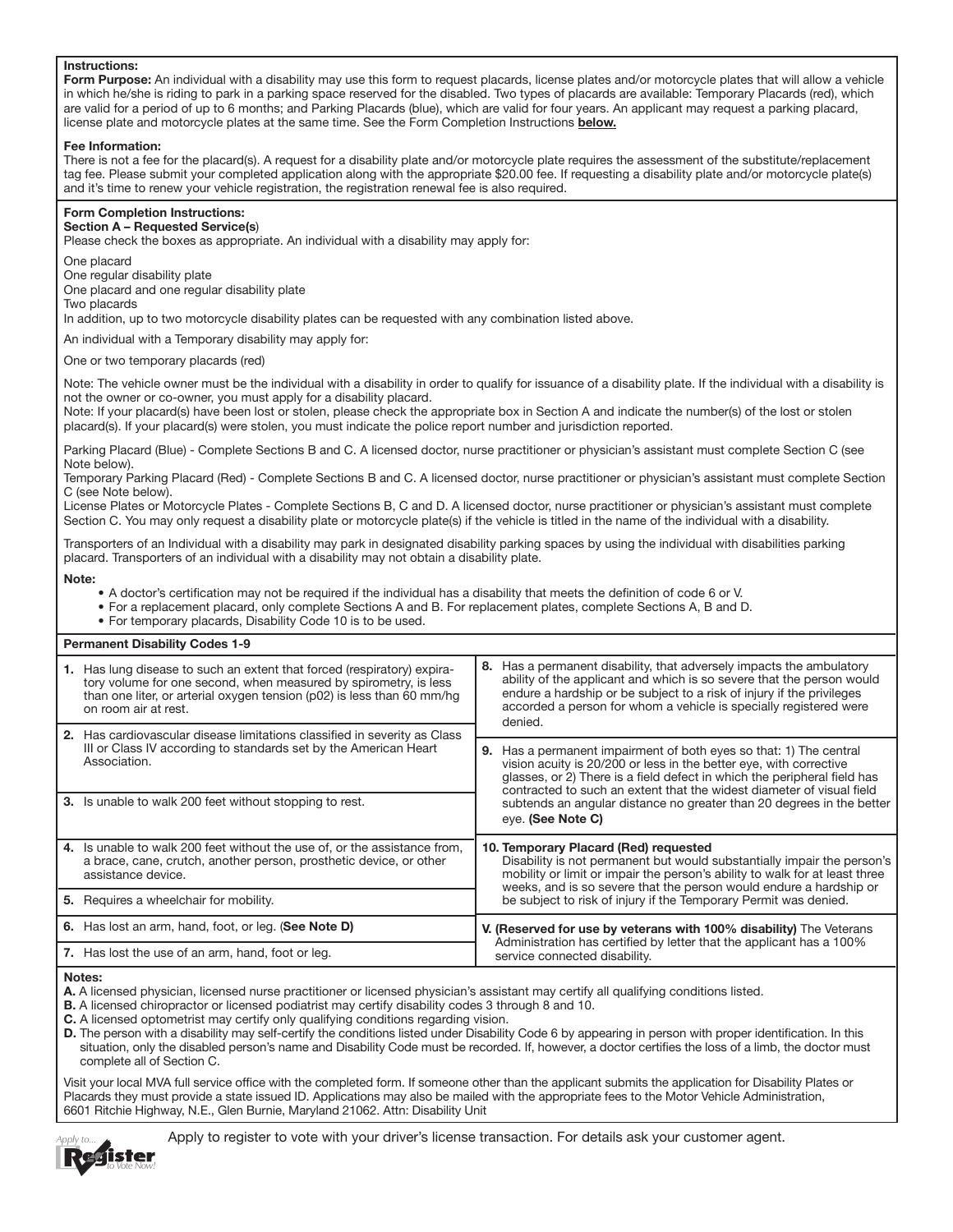**Instructions:**

**Form Purpose:** An individual with a disability may use this form to request placards, license plates and/or motorcycle plates that will allow a vehicle in which he/she is riding to park in a parking space reserved for the disabled. Two types of placards are available: Temporary Placards (red), which are valid for a period of up to 6 months; and Parking Placards (blue), which are valid for four years. An applicant may request a parking placard, license plate and motorcycle plates at the same time. See the Form Completion Instructions **below.**

**Fee Information:**

There is not a fee for the placard(s). A request for a disability plate and/or motorcycle plate requires the assessment of the substitute/replacement tag fee. Please submit your completed application along with the appropriate $20.00 fee. If requesting a disability plate and/or motorcycle plate(s) and it's time to renew your vehicle registration, the registration renewal fee is also required.

**Form Completion Instructions:**

**Section A – Requested Service(s)**

Please check the boxes as appropriate. An individual with a disability may apply for:

One placard
One regular disability plate
One placard and one regular disability plate
Two placards
In addition, up to two motorcycle disability plates can be requested with any combination listed above.

An individual with a Temporary disability may apply for:

One or two temporary placards (red)

Note: The vehicle owner must be the individual with a disability in order to qualify for issuance of a disability plate. If the individual with a disability is not the owner or co-owner, you must apply for a disability placard.
Note: If your placard(s) have been lost or stolen, please check the appropriate box in Section A and indicate the number(s) of the lost or stolen placard(s). If your placard(s) were stolen, you must indicate the police report number and jurisdiction reported.

Parking Placard (Blue) - Complete Sections B and C. A licensed doctor, nurse practitioner or physician's assistant must complete Section C (see Note below).
Temporary Parking Placard (Red) - Complete Sections B and C. A licensed doctor, nurse practitioner or physician's assistant must complete Section C (see Note below).
License Plates or Motorcycle Plates - Complete Sections B, C and D. A licensed doctor, nurse practitioner or physician's assistant must complete Section C. You may only request a disability plate or motorcycle plate(s) if the vehicle is titled in the name of the individual with a disability.

Transporters of an Individual with a disability may park in designated disability parking spaces by using the individual with disabilities parking placard. Transporters of an individual with a disability may not obtain a disability plate.

**Note:**

- A doctor's certification may not be required if the individual has a disability that meets the definition of code 6 or V.
- For a replacement placard, only complete Sections A and B. For replacement plates, complete Sections A, B and D.
- For temporary placards, Disability Code 10 is to be used.

**Permanent Disability Codes 1-9**

1. Has lung disease to such an extent that forced (respiratory) expiratory volume for one second, when measured by spirometry, is less than one liter, or arterial oxygen tension (p02) is less than 60 mm/hg on room air at rest.
2. Has cardiovascular disease limitations classified in severity as Class III or Class IV according to standards set by the American Heart Association.
3. Is unable to walk 200 feet without stopping to rest.
4. Is unable to walk 200 feet without the use of, or the assistance from, a brace, cane, crutch, another person, prosthetic device, or other assistance device.
5. Requires a wheelchair for mobility.
6. Has lost an arm, hand, foot, or leg. (**See Note D)**
7. Has lost the use of an arm, hand, foot or leg.
8. Has a permanent disability, that adversely impacts the ambulatory ability of the applicant and which is so severe that the person would endure a hardship or be subject to a risk of injury if the privileges accorded a person for whom a vehicle is specially registered were denied.
9. Has a permanent impairment of both eyes so that: 1) The central vision acuity is 20/200 or less in the better eye, with corrective glasses, or 2) There is a field defect in which the peripheral field has contracted to such an extent that the widest diameter of visual field subtends an angular distance no greater than 20 degrees in the better eye. **(See Note C)**

**10. Temporary Placard (Red) requested**
Disability is not permanent but would substantially impair the person's mobility or limit or impair the person's ability to walk for at least three weeks, and is so severe that the person would endure a hardship or be subject to risk of injury if the Temporary Permit was denied.

**V. (Reserved for use by veterans with 100% disability)** The Veterans Administration has certified by letter that the applicant has a 100% service connected disability.

**Notes:**

**A.** A licensed physician, licensed nurse practitioner or licensed physician's assistant may certify all qualifying conditions listed.
**B.** A licensed chiropractor or licensed podiatrist may certify disability codes 3 through 8 and 10.
**C.** A licensed optometrist may certify only qualifying conditions regarding vision.
**D.** The person with a disability may self-certify the conditions listed under Disability Code 6 by appearing in person with proper identification. In this situation, only the disabled person's name and Disability Code must be recorded. If, however, a doctor certifies the loss of a limb, the doctor must complete all of Section C.

Visit your local MVA full service office with the completed form. If someone other than the applicant submits the application for Disability Plates or Placards they must provide a state issued ID. Applications may also be mailed with the appropriate fees to the Motor Vehicle Administration, 6601 Ritchie Highway, N.E., Glen Burnie, Maryland 21062. Attn: Disability Unit

Apply to... Register to Vote Now!

Apply to register to vote with your driver's license transaction. For details ask your customer agent.